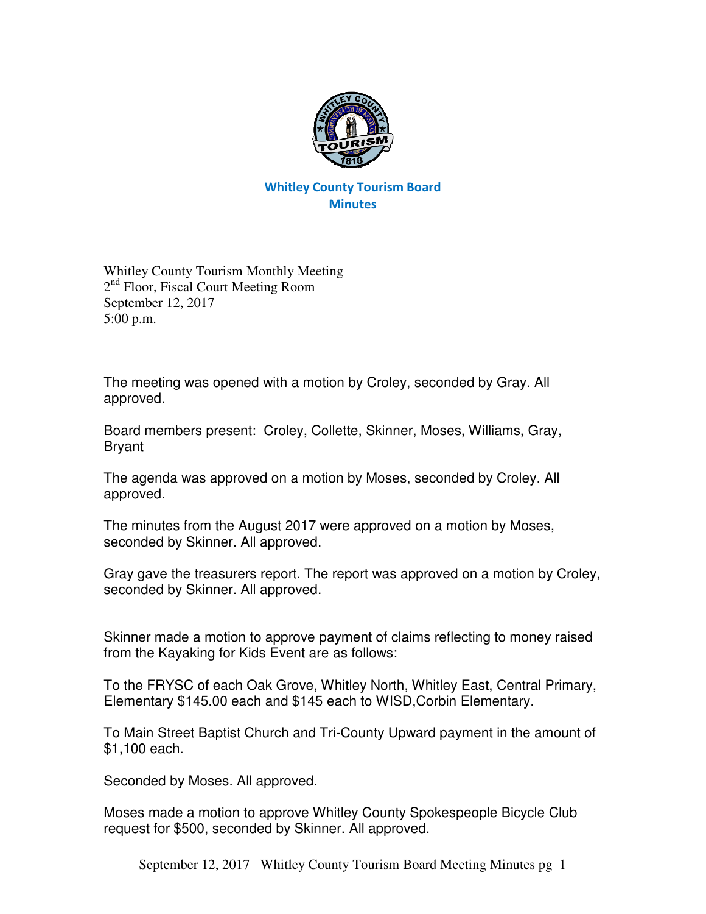# Whitley County Tourism Board
## Minutes

Whitley County Tourism Monthly Meeting
2nd Floor, Fiscal Court Meeting Room
September 12, 2017
5:00 p.m.

The meeting was opened with a motion by Croley, seconded by Gray. All approved.

Board members present: Croley, Collette, Skinner, Moses, Williams, Gray, Bryant

The agenda was approved on a motion by Moses, seconded by Croley. All approved.

The minutes from the August 2017 were approved on a motion by Moses, seconded by Skinner. All approved.

Gray gave the treasurers report. The report was approved on a motion by Croley, seconded by Skinner. All approved.

Skinner made a motion to approve payment of claims reflecting to money raised from the Kayaking for Kids Event are as follows:

To the FRYSC of each Oak Grove, Whitley North, Whitley East, Central Primary, Elementary $145.00 each and $145 each to WISD,Corbin Elementary.

To Main Street Baptist Church and Tri-County Upward payment in the amount of $1,100 each.

Seconded by Moses. All approved.

Moses made a motion to approve Whitley County Spokespeople Bicycle Club request for $500, seconded by Skinner. All approved.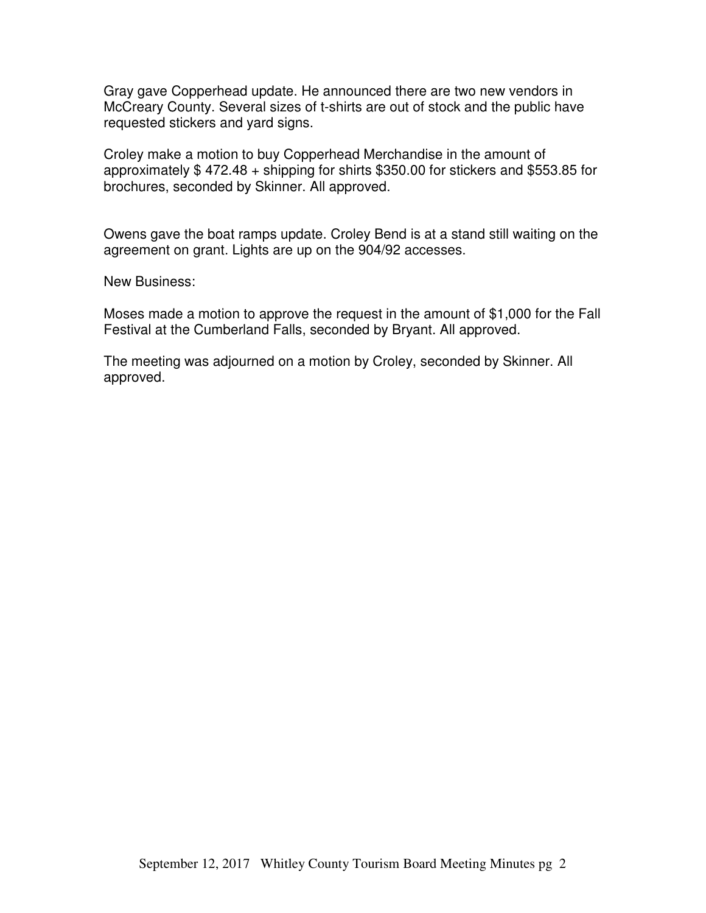Gray gave Copperhead update. He announced there are two new vendors in McCreary County. Several sizes of t-shirts are out of stock and the public have requested stickers and yard signs.

Croley make a motion to buy Copperhead Merchandise in the amount of approximately $ 472.48 + shipping for shirts $350.00 for stickers and $553.85 for brochures, seconded by Skinner. All approved.

Owens gave the boat ramps update. Croley Bend is at a stand still waiting on the agreement on grant. Lights are up on the 904/92 accesses.

New Business:

Moses made a motion to approve the request in the amount of $1,000 for the Fall Festival at the Cumberland Falls, seconded by Bryant. All approved.

The meeting was adjourned on a motion by Croley, seconded by Skinner. All approved.